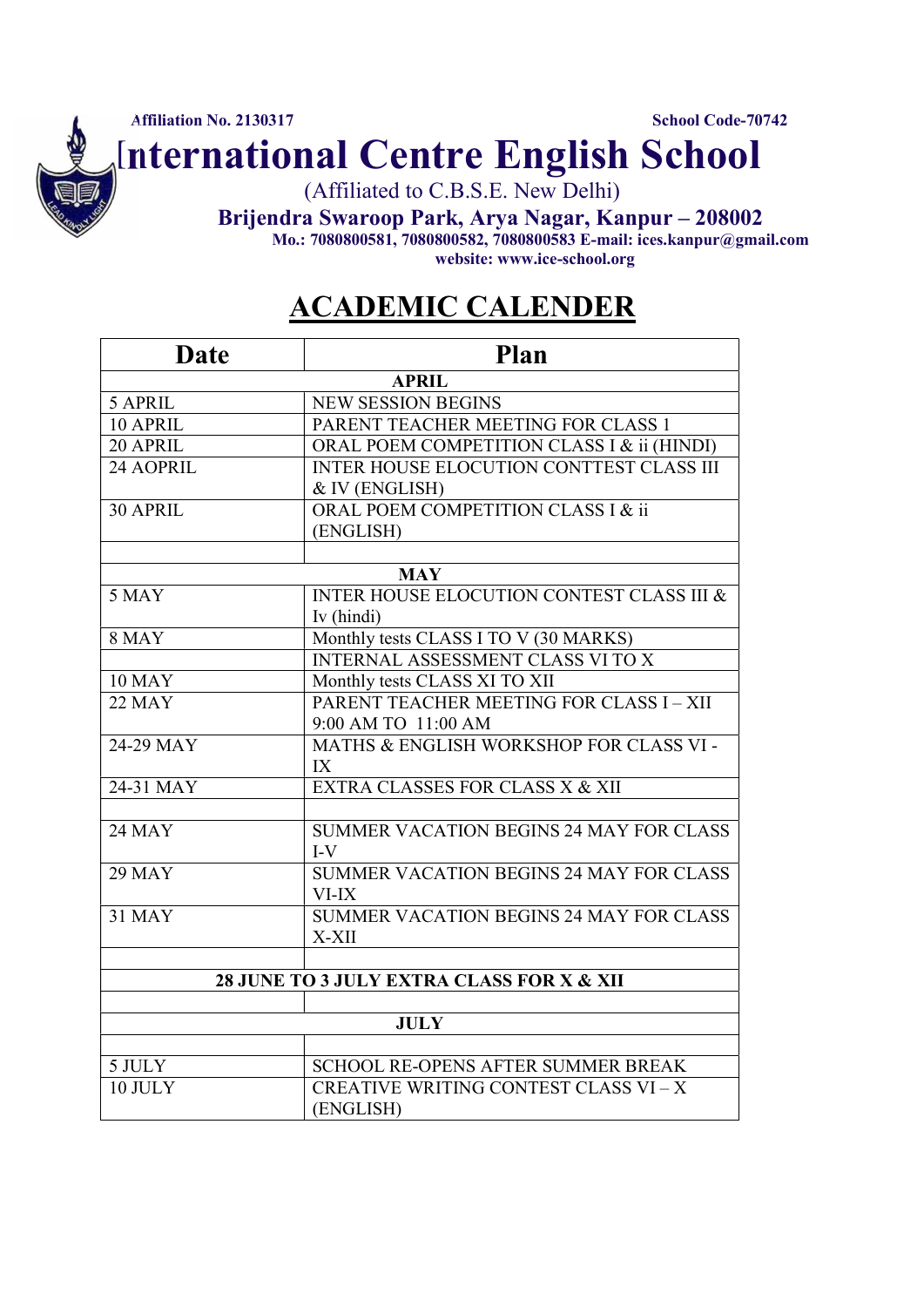Affiliation No. 2130317 School Code-70742

# International Centre English School

(Affiliated to C.B.S.E. New Delhi)

**Brijendra Swaroop Park, Arya Nagar, Kanpur – 208002**

**Mo.: 7080800581, 7080800582, 7080800583 E-mail: ices.kanpur@gmail.com**

**website: www.ice-school.org**

## ACADEMIC CALENDER

| Date | Plan |
|---|---|
| **APRIL** | |
| 5 APRIL | NEW SESSION BEGINS |
| 10 APRIL | PARENT TEACHER MEETING FOR CLASS 1 |
| 20 APRIL | ORAL POEM COMPETITION CLASS I & ii (HINDI) |
| 24 AOPRIL | INTER HOUSE ELOCUTION CONTTEST CLASS III & IV (ENGLISH) |
| 30 APRIL | ORAL POEM COMPETITION CLASS I & ii (ENGLISH) |
| | |
| **MAY** | |
| 5 MAY | INTER HOUSE ELOCUTION CONTEST CLASS III & Iv (hindi) |
| 8 MAY | Monthly tests CLASS I TO V (30 MARKS) |
| | INTERNAL ASSESSMENT CLASS VI TO X |
| 10 MAY | Monthly tests CLASS XI TO XII |
| 22 MAY | PARENT TEACHER MEETING FOR CLASS I – XII 9:00 AM TO 11:00 AM |
| 24-29 MAY | MATHS & ENGLISH WORKSHOP FOR CLASS VI - IX |
| 24-31 MAY | EXTRA CLASSES FOR CLASS X & XII |
| | |
| 24 MAY | SUMMER VACATION BEGINS 24 MAY FOR CLASS I-V |
| 29 MAY | SUMMER VACATION BEGINS 24 MAY FOR CLASS VI-IX |
| 31 MAY | SUMMER VACATION BEGINS 24 MAY FOR CLASS X-XII |
| | |
| **28 JUNE TO 3 JULY EXTRA CLASS FOR X & XII** | |
| | |
| **JULY** | |
| | |
| 5 JULY | SCHOOL RE-OPENS AFTER SUMMER BREAK |
| 10 JULY | CREATIVE WRITING CONTEST CLASS VI – X (ENGLISH) |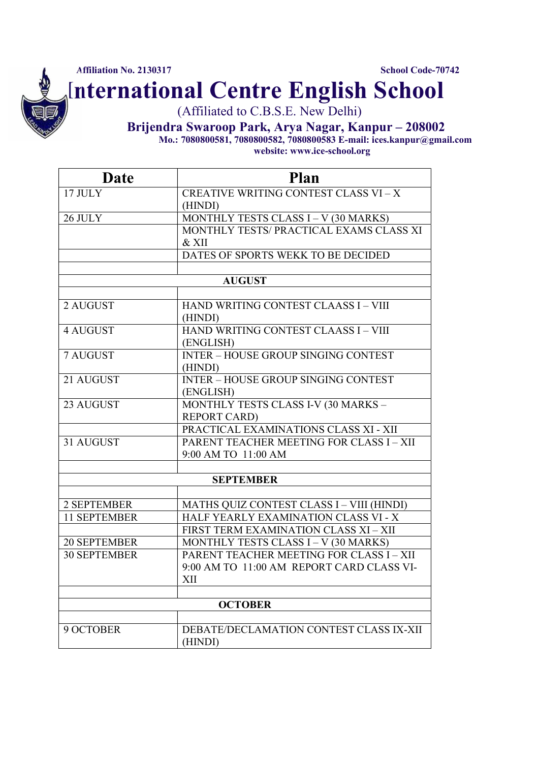Affiliation No. 2130317 School Code-70742

# International Centre English School

(Affiliated to C.B.S.E. New Delhi)

**Brijendra Swaroop Park, Arya Nagar, Kanpur – 208002**

**Mo.: 7080800581, 7080800582, 7080800583 E-mail: ices.kanpur@gmail.com**

**website: www.ice-school.org**

| Date | Plan |
|---|---|
| 17 JULY | CREATIVE WRITING CONTEST CLASS VI – X (HINDI) |
| 26 JULY | MONTHLY TESTS CLASS I – V (30 MARKS) |
| | MONTHLY TESTS/ PRACTICAL EXAMS CLASS XI & XII |
| | DATES OF SPORTS WEKK TO BE DECIDED |
| | |
| **AUGUST** | |
| | |
| 2 AUGUST | HAND WRITING CONTEST CLAASS I – VIII (HINDI) |
| 4 AUGUST | HAND WRITING CONTEST CLAASS I – VIII (ENGLISH) |
| 7 AUGUST | INTER – HOUSE GROUP SINGING CONTEST (HINDI) |
| 21 AUGUST | INTER – HOUSE GROUP SINGING CONTEST (ENGLISH) |
| 23 AUGUST | MONTHLY TESTS CLASS I-V (30 MARKS – REPORT CARD) |
| | PRACTICAL EXAMINATIONS CLASS XI - XII |
| 31 AUGUST | PARENT TEACHER MEETING FOR CLASS I – XII 9:00 AM TO 11:00 AM |
| | |
| **SEPTEMBER** | |
| | |
| 2 SEPTEMBER | MATHS QUIZ CONTEST CLASS I – VIII (HINDI) |
| 11 SEPTEMBER | HALF YEARLY EXAMINATION CLASS VI - X |
| | FIRST TERM EXAMINATION CLASS XI – XII |
| 20 SEPTEMBER | MONTHLY TESTS CLASS I – V (30 MARKS) |
| 30 SEPTEMBER | PARENT TEACHER MEETING FOR CLASS I – XII 9:00 AM TO 11:00 AM REPORT CARD CLASS VI-XII |
| | |
| **OCTOBER** | |
| | |
| 9 OCTOBER | DEBATE/DECLAMATION CONTEST CLASS IX-XII (HINDI) |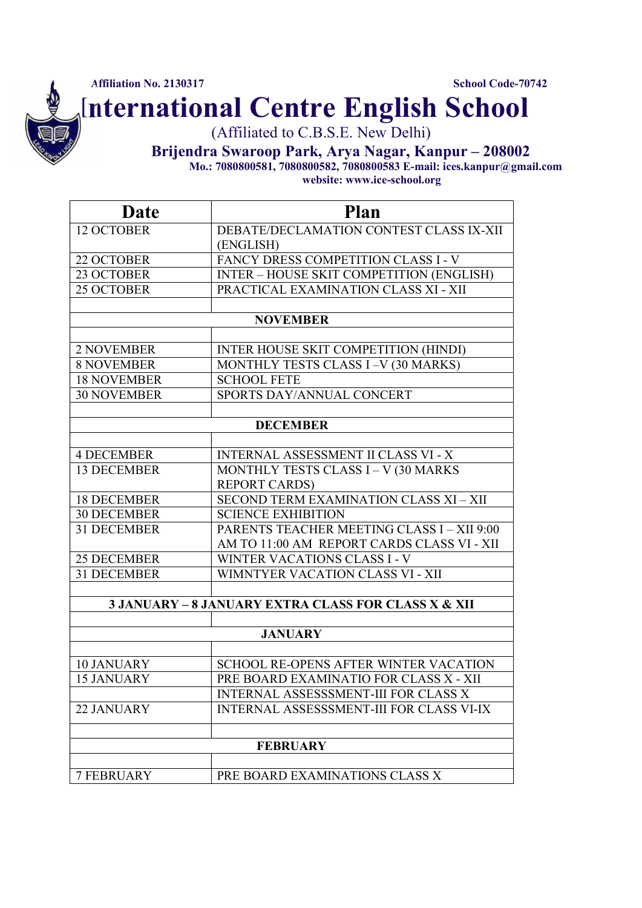Affiliation No. 2130317 School Code-70742

# International Centre English School

(Affiliated to C.B.S.E. New Delhi)

**Brijendra Swaroop Park, Arya Nagar, Kanpur – 208002**

**Mo.: 7080800581, 7080800582, 7080800583 E-mail: ices.kanpur@gmail.com**

**website: www.ice-school.org**

| Date | Plan |
|---|---|
| 12 OCTOBER | DEBATE/DECLAMATION CONTEST CLASS IX-XII (ENGLISH) |
| 22 OCTOBER | FANCY DRESS COMPETITION CLASS I - V |
| 23 OCTOBER | INTER – HOUSE SKIT COMPETITION (ENGLISH) |
| 25 OCTOBER | PRACTICAL EXAMINATION CLASS XI - XII |
| | |
| **NOVEMBER** | |
| | |
| 2 NOVEMBER | INTER HOUSE SKIT COMPETITION (HINDI) |
| 8 NOVEMBER | MONTHLY TESTS CLASS I –V (30 MARKS) |
| 18 NOVEMBER | SCHOOL FETE |
| 30 NOVEMBER | SPORTS DAY/ANNUAL CONCERT |
| | |
| **DECEMBER** | |
| | |
| 4 DECEMBER | INTERNAL ASSESSMENT II CLASS VI - X |
| 13 DECEMBER | MONTHLY TESTS CLASS I – V (30 MARKS REPORT CARDS) |
| 18 DECEMBER | SECOND TERM EXAMINATION CLASS XI – XII |
| 30 DECEMBER | SCIENCE EXHIBITION |
| 31 DECEMBER | PARENTS TEACHER MEETING CLASS I – XII 9:00 AM TO 11:00 AM REPORT CARDS CLASS VI - XII |
| 25 DECEMBER | WINTER VACATIONS CLASS I - V |
| 31 DECEMBER | WIMNTYER VACATION CLASS VI - XII |
| | |
| **3 JANUARY – 8 JANUARY EXTRA CLASS FOR CLASS X & XII** | |
| | |
| **JANUARY** | |
| | |
| 10 JANUARY | SCHOOL RE-OPENS AFTER WINTER VACATION |
| 15 JANUARY | PRE BOARD EXAMINATIO FOR CLASS X - XII |
| | INTERNAL ASSESSSMENT-III FOR CLASS X |
| 22 JANUARY | INTERNAL ASSESSSMENT-III FOR CLASS VI-IX |
| | |
| **FEBRUARY** | |
| | |
| 7 FEBRUARY | PRE BOARD EXAMINATIONS CLASS X |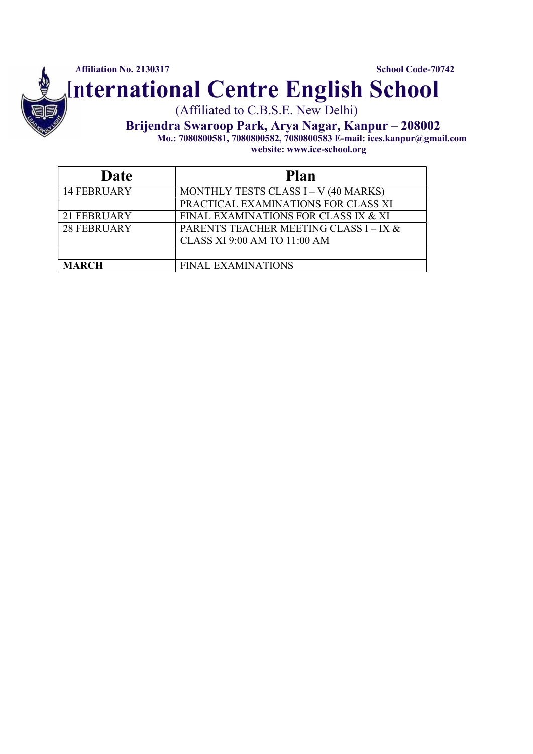**Affiliation No. 2130317** **School Code-70742**

# International Centre English School

(Affiliated to C.B.S.E. New Delhi)

**Brijendra Swaroop Park, Arya Nagar, Kanpur – 208002**

**Mo.: 7080800581, 7080800582, 7080800583 E-mail: ices.kanpur@gmail.com**

**website: www.ice-school.org**

| Date | Plan |
|---|---|
| 14 FEBRUARY | MONTHLY TESTS CLASS I – V (40 MARKS) |
| | PRACTICAL EXAMINATIONS FOR CLASS XI |
| 21 FEBRUARY | FINAL EXAMINATIONS FOR CLASS IX & XI |
| 28 FEBRUARY | PARENTS TEACHER MEETING CLASS I – IX & CLASS XI 9:00 AM TO 11:00 AM |
| | |
| **MARCH** | FINAL EXAMINATIONS |